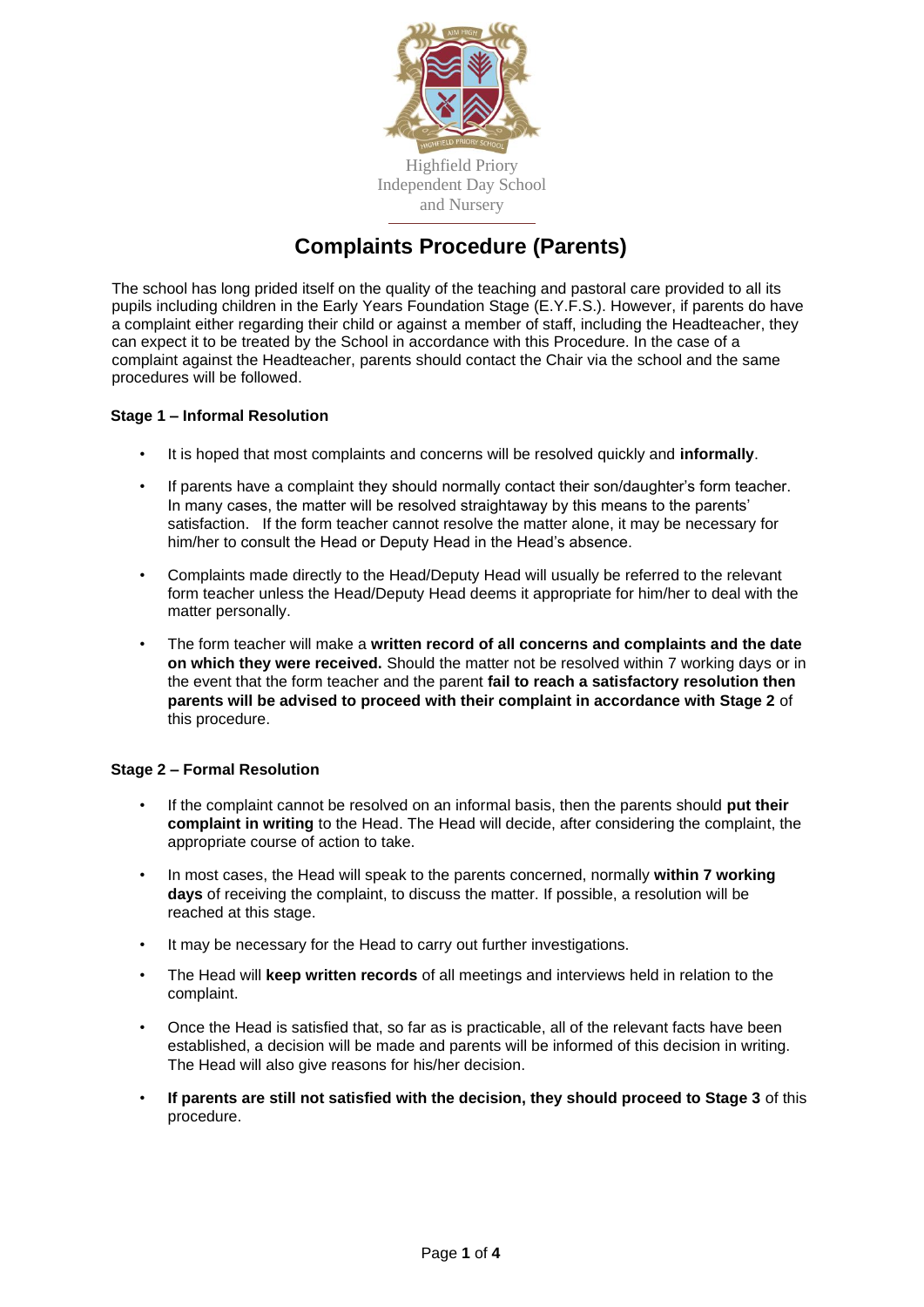Highfield Priory
Independent Day School
and Nursery

# Complaints Procedure (Parents)

The school has long prided itself on the quality of the teaching and pastoral care provided to all its pupils including children in the Early Years Foundation Stage (E.Y.F.S.). However, if parents do have a complaint either regarding their child or against a member of staff, including the Headteacher, they can expect it to be treated by the School in accordance with this Procedure. In the case of a complaint against the Headteacher, parents should contact the Chair via the school and the same procedures will be followed.

### Stage 1 – Informal Resolution

- It is hoped that most complaints and concerns will be resolved quickly and **informally**.
- If parents have a complaint they should normally contact their son/daughter's form teacher. In many cases, the matter will be resolved straightaway by this means to the parents' satisfaction. If the form teacher cannot resolve the matter alone, it may be necessary for him/her to consult the Head or Deputy Head in the Head's absence.
- Complaints made directly to the Head/Deputy Head will usually be referred to the relevant form teacher unless the Head/Deputy Head deems it appropriate for him/her to deal with the matter personally.
- The form teacher will make a **written record of all concerns and complaints and the date on which they were received.** Should the matter not be resolved within 7 working days or in the event that the form teacher and the parent **fail to reach a satisfactory resolution then parents will be advised to proceed with their complaint in accordance with Stage 2** of this procedure.

### Stage 2 – Formal Resolution

- If the complaint cannot be resolved on an informal basis, then the parents should **put their complaint in writing** to the Head. The Head will decide, after considering the complaint, the appropriate course of action to take.
- In most cases, the Head will speak to the parents concerned, normally **within 7 working days** of receiving the complaint, to discuss the matter. If possible, a resolution will be reached at this stage.
- It may be necessary for the Head to carry out further investigations.
- The Head will **keep written records** of all meetings and interviews held in relation to the complaint.
- Once the Head is satisfied that, so far as is practicable, all of the relevant facts have been established, a decision will be made and parents will be informed of this decision in writing. The Head will also give reasons for his/her decision.
- **If parents are still not satisfied with the decision, they should proceed to Stage 3** of this procedure.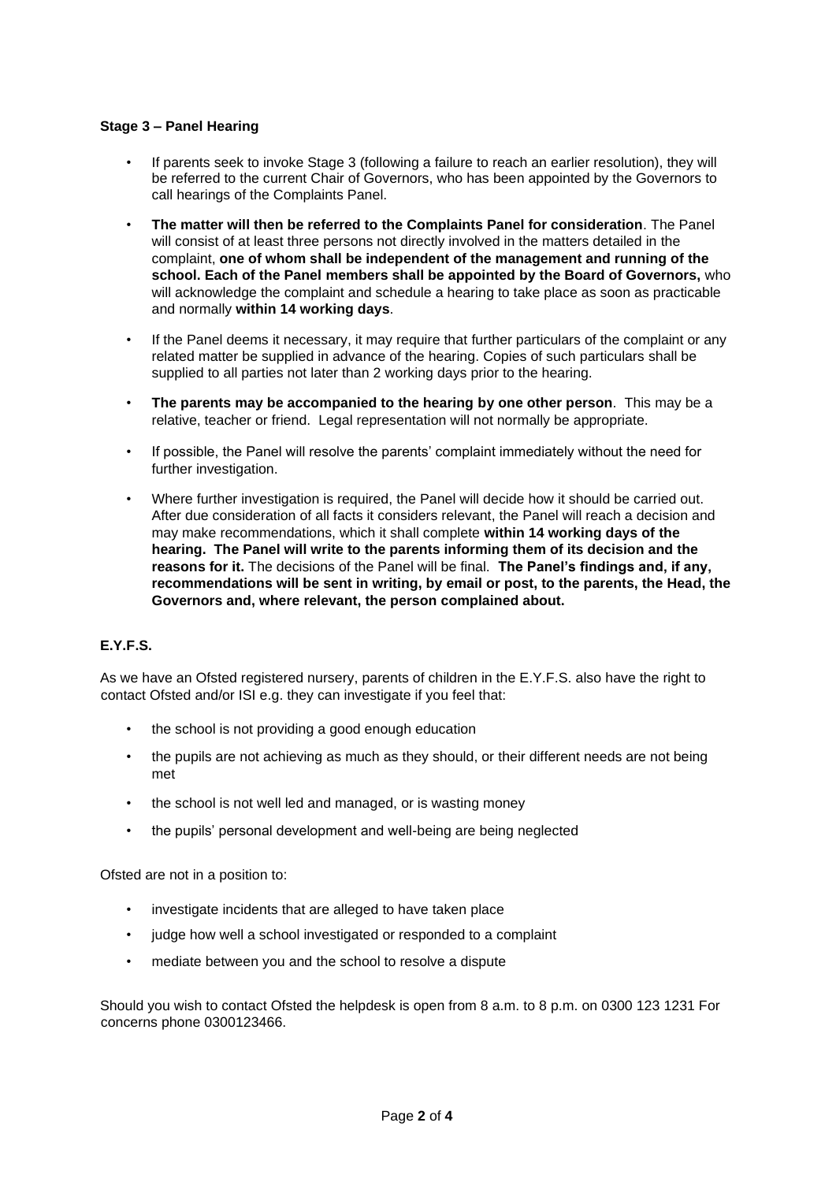**Stage 3 – Panel Hearing**

- If parents seek to invoke Stage 3 (following a failure to reach an earlier resolution), they will be referred to the current Chair of Governors, who has been appointed by the Governors to call hearings of the Complaints Panel.
- **The matter will then be referred to the Complaints Panel for consideration**. The Panel will consist of at least three persons not directly involved in the matters detailed in the complaint, **one of whom shall be independent of the management and running of the school. Each of the Panel members shall be appointed by the Board of Governors,** who will acknowledge the complaint and schedule a hearing to take place as soon as practicable and normally **within 14 working days**.
- If the Panel deems it necessary, it may require that further particulars of the complaint or any related matter be supplied in advance of the hearing. Copies of such particulars shall be supplied to all parties not later than 2 working days prior to the hearing.
- **The parents may be accompanied to the hearing by one other person**. This may be a relative, teacher or friend. Legal representation will not normally be appropriate.
- If possible, the Panel will resolve the parents' complaint immediately without the need for further investigation.
- Where further investigation is required, the Panel will decide how it should be carried out. After due consideration of all facts it considers relevant, the Panel will reach a decision and may make recommendations, which it shall complete **within 14 working days of the hearing. The Panel will write to the parents informing them of its decision and the reasons for it.** The decisions of the Panel will be final. **The Panel's findings and, if any, recommendations will be sent in writing, by email or post, to the parents, the Head, the Governors and, where relevant, the person complained about.**

**E.Y.F.S.**

As we have an Ofsted registered nursery, parents of children in the E.Y.F.S. also have the right to contact Ofsted and/or ISI e.g. they can investigate if you feel that:

- the school is not providing a good enough education
- the pupils are not achieving as much as they should, or their different needs are not being met
- the school is not well led and managed, or is wasting money
- the pupils' personal development and well-being are being neglected

Ofsted are not in a position to:

- investigate incidents that are alleged to have taken place
- judge how well a school investigated or responded to a complaint
- mediate between you and the school to resolve a dispute

Should you wish to contact Ofsted the helpdesk is open from 8 a.m. to 8 p.m. on 0300 123 1231 For concerns phone 0300123466.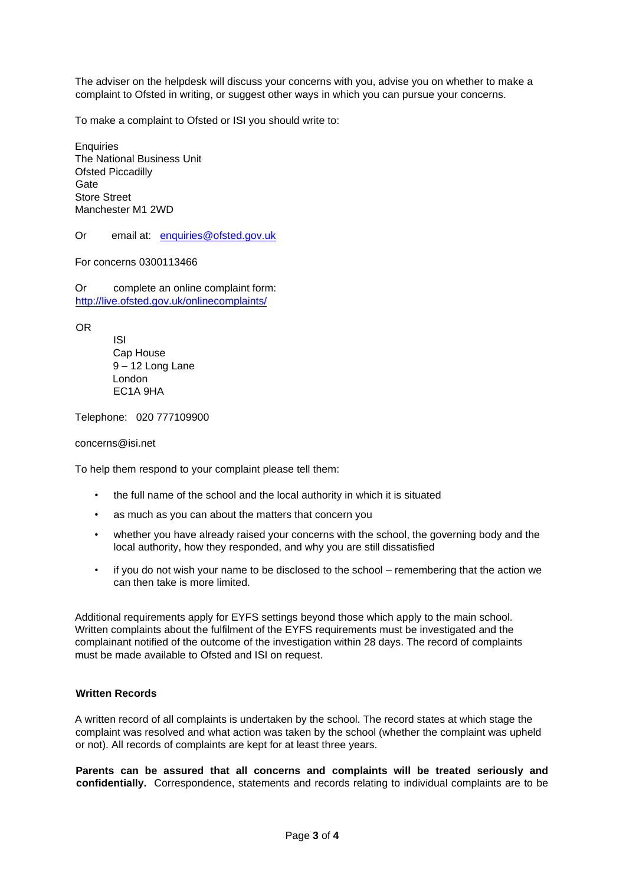The adviser on the helpdesk will discuss your concerns with you, advise you on whether to make a complaint to Ofsted in writing, or suggest other ways in which you can pursue your concerns.

To make a complaint to Ofsted or ISI you should write to:

Enquiries
The National Business Unit
Ofsted Piccadilly
Gate
Store Street
Manchester M1 2WD

Or email at: enquiries@ofsted.gov.uk

For concerns 0300113466

Or complete an online complaint form:
http://live.ofsted.gov.uk/onlinecomplaints/

OR

ISI
Cap House
9 – 12 Long Lane
London
EC1A 9HA

Telephone: 020 777109900

concerns@isi.net

To help them respond to your complaint please tell them:

- the full name of the school and the local authority in which it is situated
- as much as you can about the matters that concern you
- whether you have already raised your concerns with the school, the governing body and the local authority, how they responded, and why you are still dissatisfied
- if you do not wish your name to be disclosed to the school – remembering that the action we can then take is more limited.

Additional requirements apply for EYFS settings beyond those which apply to the main school. Written complaints about the fulfilment of the EYFS requirements must be investigated and the complainant notified of the outcome of the investigation within 28 days. The record of complaints must be made available to Ofsted and ISI on request.

**Written Records**

A written record of all complaints is undertaken by the school. The record states at which stage the complaint was resolved and what action was taken by the school (whether the complaint was upheld or not). All records of complaints are kept for at least three years.

**Parents can be assured that all concerns and complaints will be treated seriously and confidentially.** Correspondence, statements and records relating to individual complaints are to be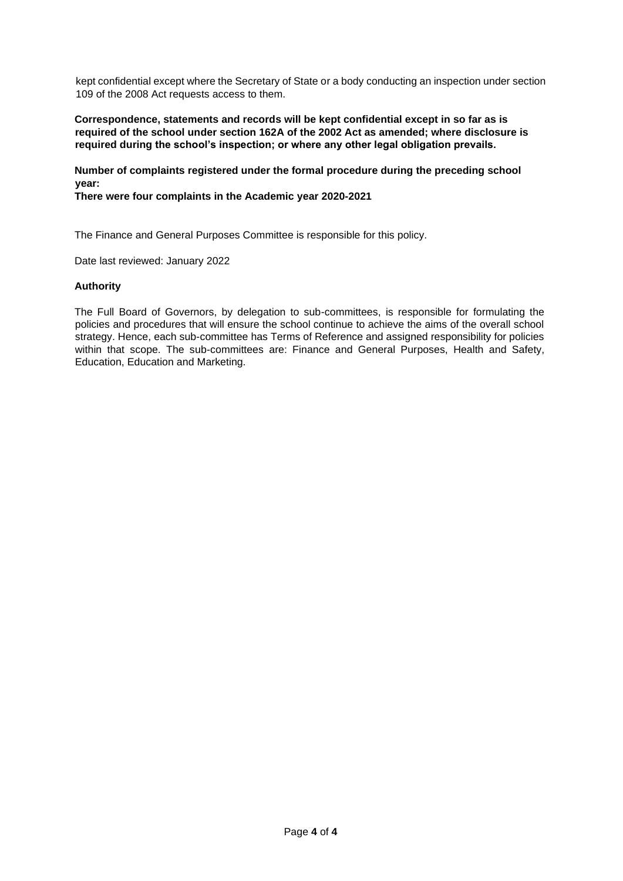kept confidential except where the Secretary of State or a body conducting an inspection under section 109 of the 2008 Act requests access to them.

**Correspondence, statements and records will be kept confidential except in so far as is required of the school under section 162A of the 2002 Act as amended; where disclosure is required during the school's inspection; or where any other legal obligation prevails.**

**Number of complaints registered under the formal procedure during the preceding school year:**
**There were four complaints in the Academic year 2020-2021**

The Finance and General Purposes Committee is responsible for this policy.

Date last reviewed: January 2022

**Authority**

The Full Board of Governors, by delegation to sub-committees, is responsible for formulating the policies and procedures that will ensure the school continue to achieve the aims of the overall school strategy. Hence, each sub-committee has Terms of Reference and assigned responsibility for policies within that scope. The sub-committees are: Finance and General Purposes, Health and Safety, Education, Education and Marketing.